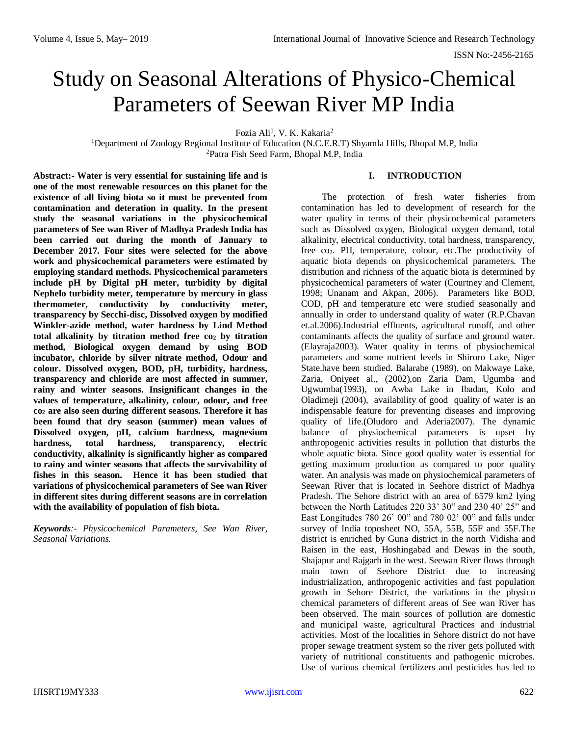# Study on Seasonal Alterations of Physico-Chemical Parameters of Seewan River MP India

Fozia Ali[1], V. K. Kakaria[2]

[1]Department of Zoology Regional Institute of Education (N.C.E.R.T) Shyamla Hills, Bhopal M.P, India
[2]Patra Fish Seed Farm, Bhopal M.P, India

**Abstract:- Water is very essential for sustaining life and is one of the most renewable resources on this planet for the existence of all living biota so it must be prevented from contamination and deteration in quality. In the present study the seasonal variations in the physicochemical parameters of See wan River of Madhya Pradesh India has been carried out during the month of January to December 2017. Four sites were selected for the above work and physicochemical parameters were estimated by employing standard methods. Physicochemical parameters include pH by Digital pH meter, turbidity by digital Nephelo turbidity meter, temperature by mercury in glass thermometer, conductivity by conductivity meter, transparency by Secchi-disc, Dissolved oxygen by modified Winkler-azide method, water hardness by Lind Method total alkalinity by titration method free $co_2$ by titration method, Biological oxygen demand by using BOD incubator, chloride by silver nitrate method, Odour and colour. Dissolved oxygen, BOD, pH, turbidity, hardness, transparency and chloride are most affected in summer, rainy and winter seasons. Insignificant changes in the values of temperature, alkalinity, colour, odour, and free $co_2$ are also seen during different seasons. Therefore it has been found that dry season (summer) mean values of Dissolved oxygen, pH, calcium hardness, magnesium hardness, total hardness, transparency, electric conductivity, alkalinity is significantly higher as compared to rainy and winter seasons that affects the survivability of fishes in this season. Hence it has been studied that variations of physicochemical parameters of See wan River in different sites during different seasons are in correlation with the availability of population of fish biota.**

***Keywords**:- Physicochemical Parameters, See Wan River, Seasonal Variations.*

## I. INTRODUCTION

The protection of fresh water fisheries from contamination has led to development of research for the water quality in terms of their physicochemical parameters such as Dissolved oxygen, Biological oxygen demand, total alkalinity, electrical conductivity, total hardness, transparency, free $co_2$. PH, temperature, colour, etc.The productivity of aquatic biota depends on physicochemical parameters. The distribution and richness of the aquatic biota is determined by physicochemical parameters of water (Courtney and Clement, 1998; Unanam and Akpan, 2006). Parameters like BOD, COD, pH and temperature etc were studied seasonally and annually in order to understand quality of water (R.P.Chavan et.al.2006).Industrial effluents, agricultural runoff, and other contaminants affects the quality of surface and ground water. (Elayraja2003). Water quality in terms of physiochemical parameters and some nutrient levels in Shiroro Lake, Niger State.have been studied. Balarabe (1989), on Makwaye Lake, Zaria, Oniyeet al., (2002),on Zaria Dam, Ugumba and Ugwumba(1993), on Awba Lake in Ibadan, Kolo and Oladimeji (2004), availability of good quality of water is an indispensable feature for preventing diseases and improving quality of life.(Oludoro and Aderia2007). The dynamic balance of physiochemical parameters is upset by anthropogenic activities results in pollution that disturbs the whole aquatic biota. Since good quality water is essential for getting maximum production as compared to poor quality water. An analysis was made on physiochemical parameters of Seewan River that is located in Seehore district of Madhya Pradesh. The Sehore district with an area of 6579 km2 lying between the North Latitudes 220 33' 30" and 230 40' 25" and East Longitudes 780 26' 00" and 780 02' 00" and falls under survey of India toposheet NO, 55A, 55B, 55F and 55F.The district is enriched by Guna district in the north Vidisha and Raisen in the east, Hoshingabad and Dewas in the south, Shajapur and Rajgarh in the west. Seewan River flows through main town of Seehore District due to increasing industrialization, anthropogenic activities and fast population growth in Sehore District, the variations in the physico chemical parameters of different areas of See wan River has been observed. The main sources of pollution are domestic and municipal waste, agricultural Practices and industrial activities. Most of the localities in Sehore district do not have proper sewage treatment system so the river gets polluted with variety of nutritional constituents and pathogenic microbes. Use of various chemical fertilizers and pesticides has led to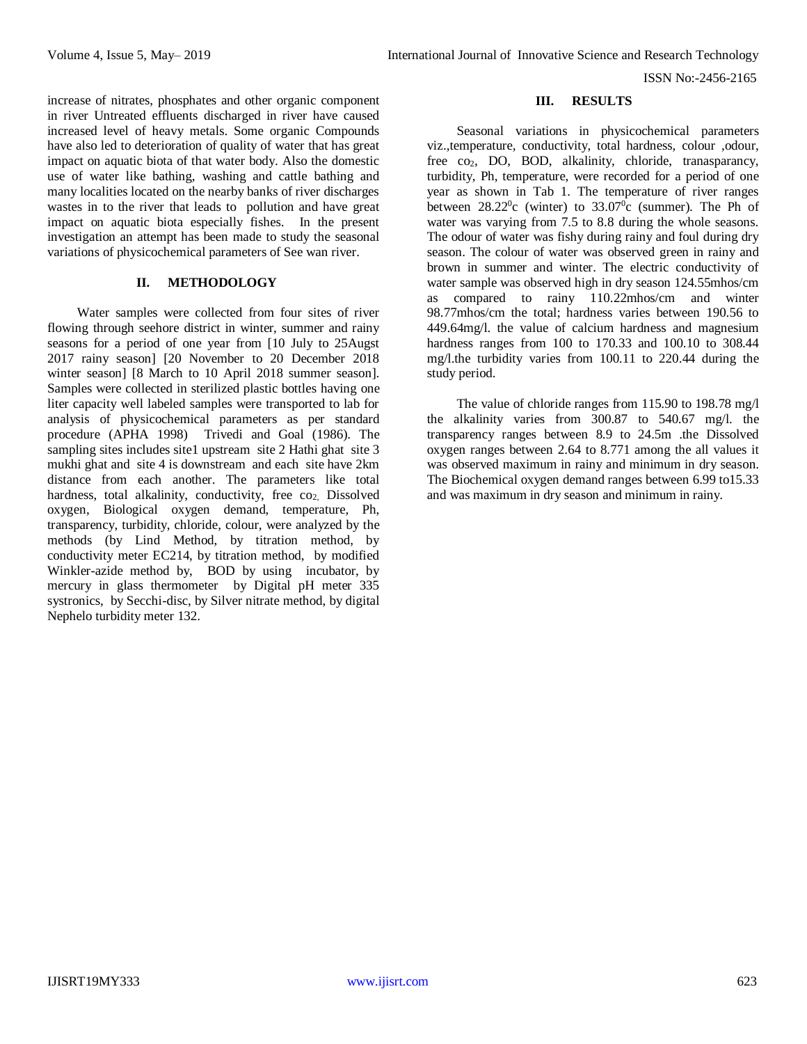increase of nitrates, phosphates and other organic component in river Untreated effluents discharged in river have caused increased level of heavy metals. Some organic Compounds have also led to deterioration of quality of water that has great impact on aquatic biota of that water body. Also the domestic use of water like bathing, washing and cattle bathing and many localities located on the nearby banks of river discharges wastes in to the river that leads to pollution and have great impact on aquatic biota especially fishes. In the present investigation an attempt has been made to study the seasonal variations of physicochemical parameters of See wan river.

## II. METHODOLOGY

Water samples were collected from four sites of river flowing through seehore district in winter, summer and rainy seasons for a period of one year from [10 July to 25Augst 2017 rainy season] [20 November to 20 December 2018 winter season] [8 March to 10 April 2018 summer season]. Samples were collected in sterilized plastic bottles having one liter capacity well labeled samples were transported to lab for analysis of physicochemical parameters as per standard procedure (APHA 1998) Trivedi and Goal (1986). The sampling sites includes site1 upstream site 2 Hathi ghat site 3 mukhi ghat and site 4 is downstream and each site have 2km distance from each another. The parameters like total hardness, total alkalinity, conductivity, free $co_2$, Dissolved oxygen, Biological oxygen demand, temperature, Ph, transparency, turbidity, chloride, colour, were analyzed by the methods (by Lind Method, by titration method, by conductivity meter EC214, by titration method, by modified Winkler-azide method by, BOD by using incubator, by mercury in glass thermometer by Digital pH meter 335 systronics, by Secchi-disc, by Silver nitrate method, by digital Nephelo turbidity meter 132.

## III. RESULTS

Seasonal variations in physicochemical parameters viz.,temperature, conductivity, total hardness, colour ,odour, free $co_2$, DO, BOD, alkalinity, chloride, tranasparancy, turbidity, Ph, temperature, were recorded for a period of one year as shown in Tab 1. The temperature of river ranges between $28.22^0$c (winter) to $33.07^0$c (summer). The Ph of water was varying from 7.5 to 8.8 during the whole seasons. The odour of water was fishy during rainy and foul during dry season. The colour of water was observed green in rainy and brown in summer and winter. The electric conductivity of water sample was observed high in dry season 124.55mhos/cm as compared to rainy 110.22mhos/cm and winter 98.77mhos/cm the total; hardness varies between 190.56 to 449.64mg/l. the value of calcium hardness and magnesium hardness ranges from 100 to 170.33 and 100.10 to 308.44 mg/l.the turbidity varies from 100.11 to 220.44 during the study period.

The value of chloride ranges from 115.90 to 198.78 mg/l the alkalinity varies from 300.87 to 540.67 mg/l. the transparency ranges between 8.9 to 24.5m .the Dissolved oxygen ranges between 2.64 to 8.771 among the all values it was observed maximum in rainy and minimum in dry season. The Biochemical oxygen demand ranges between 6.99 to15.33 and was maximum in dry season and minimum in rainy.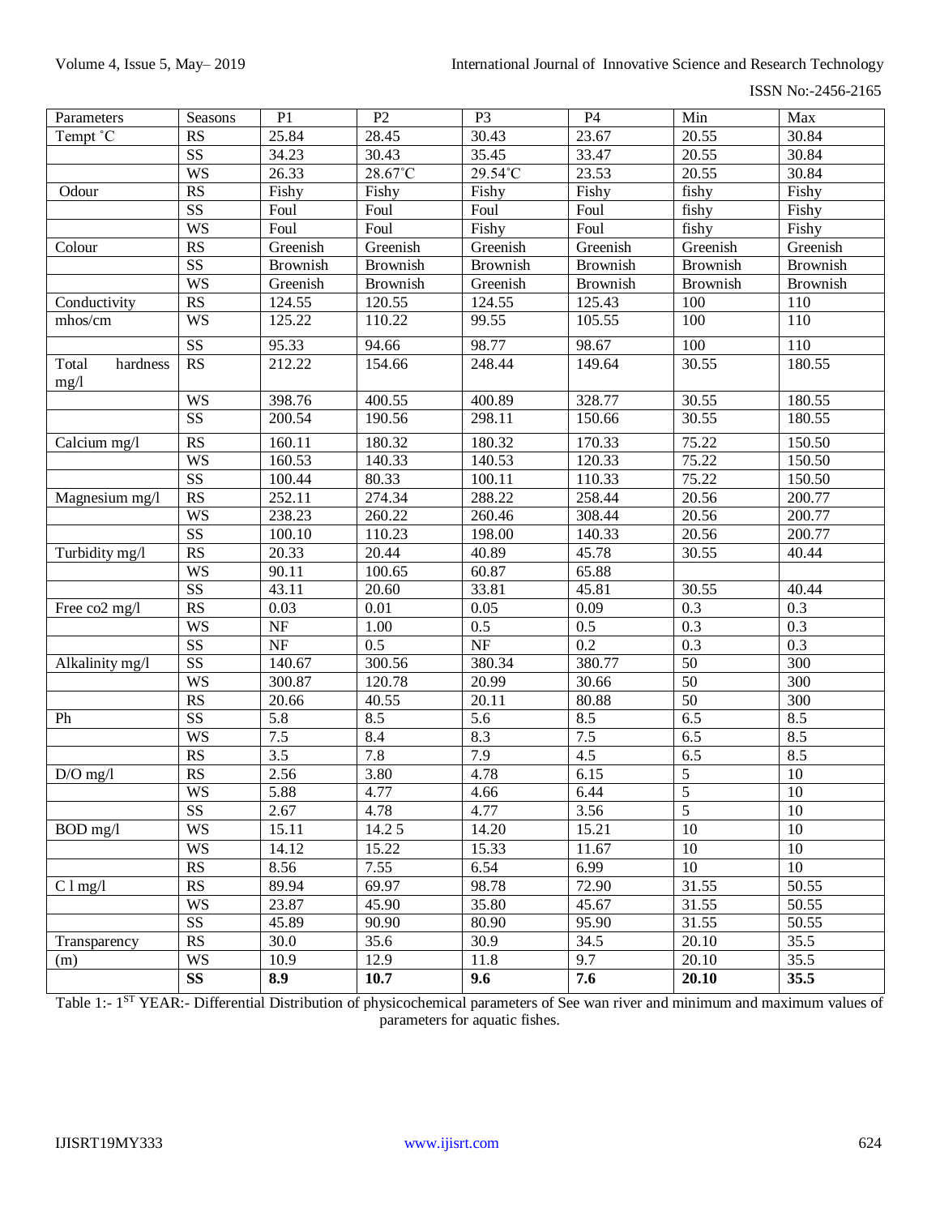| Parameters | Seasons | P1 | P2 | P3 | P4 | Min | Max |
|---|---|---|---|---|---|---|---|
| Tempt ˚C | RS | 25.84 | 28.45 | 30.43 | 23.67 | 20.55 | 30.84 |
| | SS | 34.23 | 30.43 | 35.45 | 33.47 | 20.55 | 30.84 |
| | WS | 26.33 | 28.67˚C | 29.54˚C | 23.53 | 20.55 | 30.84 |
| Odour | RS | Fishy | Fishy | Fishy | Fishy | fishy | Fishy |
| | SS | Foul | Foul | Foul | Foul | fishy | Fishy |
| | WS | Foul | Foul | Fishy | Foul | fishy | Fishy |
| Colour | RS | Greenish | Greenish | Greenish | Greenish | Greenish | Greenish |
| | SS | Brownish | Brownish | Brownish | Brownish | Brownish | Brownish |
| | WS | Greenish | Brownish | Greenish | Brownish | Brownish | Brownish |
| Conductivity | RS | 124.55 | 120.55 | 124.55 | 125.43 | 100 | 110 |
| mhos/cm | WS | 125.22 | 110.22 | 99.55 | 105.55 | 100 | 110 |
| | SS | 95.33 | 94.66 | 98.77 | 98.67 | 100 | 110 |
| Total hardness mg/l | RS | 212.22 | 154.66 | 248.44 | 149.64 | 30.55 | 180.55 |
| | WS | 398.76 | 400.55 | 400.89 | 328.77 | 30.55 | 180.55 |
| | SS | 200.54 | 190.56 | 298.11 | 150.66 | 30.55 | 180.55 |
| Calcium mg/l | RS | 160.11 | 180.32 | 180.32 | 170.33 | 75.22 | 150.50 |
| | WS | 160.53 | 140.33 | 140.53 | 120.33 | 75.22 | 150.50 |
| | SS | 100.44 | 80.33 | 100.11 | 110.33 | 75.22 | 150.50 |
| Magnesium mg/l | RS | 252.11 | 274.34 | 288.22 | 258.44 | 20.56 | 200.77 |
| | WS | 238.23 | 260.22 | 260.46 | 308.44 | 20.56 | 200.77 |
| | SS | 100.10 | 110.23 | 198.00 | 140.33 | 20.56 | 200.77 |
| Turbidity mg/l | RS | 20.33 | 20.44 | 40.89 | 45.78 | 30.55 | 40.44 |
| | WS | 90.11 | 100.65 | 60.87 | 65.88 | | |
| | SS | 43.11 | 20.60 | 33.81 | 45.81 | 30.55 | 40.44 |
| Free co2 mg/l | RS | 0.03 | 0.01 | 0.05 | 0.09 | 0.3 | 0.3 |
| | WS | NF | 1.00 | 0.5 | 0.5 | 0.3 | 0.3 |
| | SS | NF | 0.5 | NF | 0.2 | 0.3 | 0.3 |
| Alkalinity mg/l | SS | 140.67 | 300.56 | 380.34 | 380.77 | 50 | 300 |
| | WS | 300.87 | 120.78 | 20.99 | 30.66 | 50 | 300 |
| | RS | 20.66 | 40.55 | 20.11 | 80.88 | 50 | 300 |
| Ph | SS | 5.8 | 8.5 | 5.6 | 8.5 | 6.5 | 8.5 |
| | WS | 7.5 | 8.4 | 8.3 | 7.5 | 6.5 | 8.5 |
| | RS | 3.5 | 7.8 | 7.9 | 4.5 | 6.5 | 8.5 |
| D/O mg/l | RS | 2.56 | 3.80 | 4.78 | 6.15 | 5 | 10 |
| | WS | 5.88 | 4.77 | 4.66 | 6.44 | 5 | 10 |
| | SS | 2.67 | 4.78 | 4.77 | 3.56 | 5 | 10 |
| BOD mg/l | WS | 15.11 | 14.2 5 | 14.20 | 15.21 | 10 | 10 |
| | WS | 14.12 | 15.22 | 15.33 | 11.67 | 10 | 10 |
| | RS | 8.56 | 7.55 | 6.54 | 6.99 | 10 | 10 |
| C l mg/l | RS | 89.94 | 69.97 | 98.78 | 72.90 | 31.55 | 50.55 |
| | WS | 23.87 | 45.90 | 35.80 | 45.67 | 31.55 | 50.55 |
| | SS | 45.89 | 90.90 | 80.90 | 95.90 | 31.55 | 50.55 |
| Transparency | RS | 30.0 | 35.6 | 30.9 | 34.5 | 20.10 | 35.5 |
| (m) | WS | 10.9 | 12.9 | 11.8 | 9.7 | 20.10 | 35.5 |
| | **SS** | **8.9** | **10.7** | **9.6** | **7.6** | **20.10** | **35.5** |

Table 1:- 1[ST] YEAR:- Differential Distribution of physicochemical parameters of See wan river and minimum and maximum values of parameters for aquatic fishes.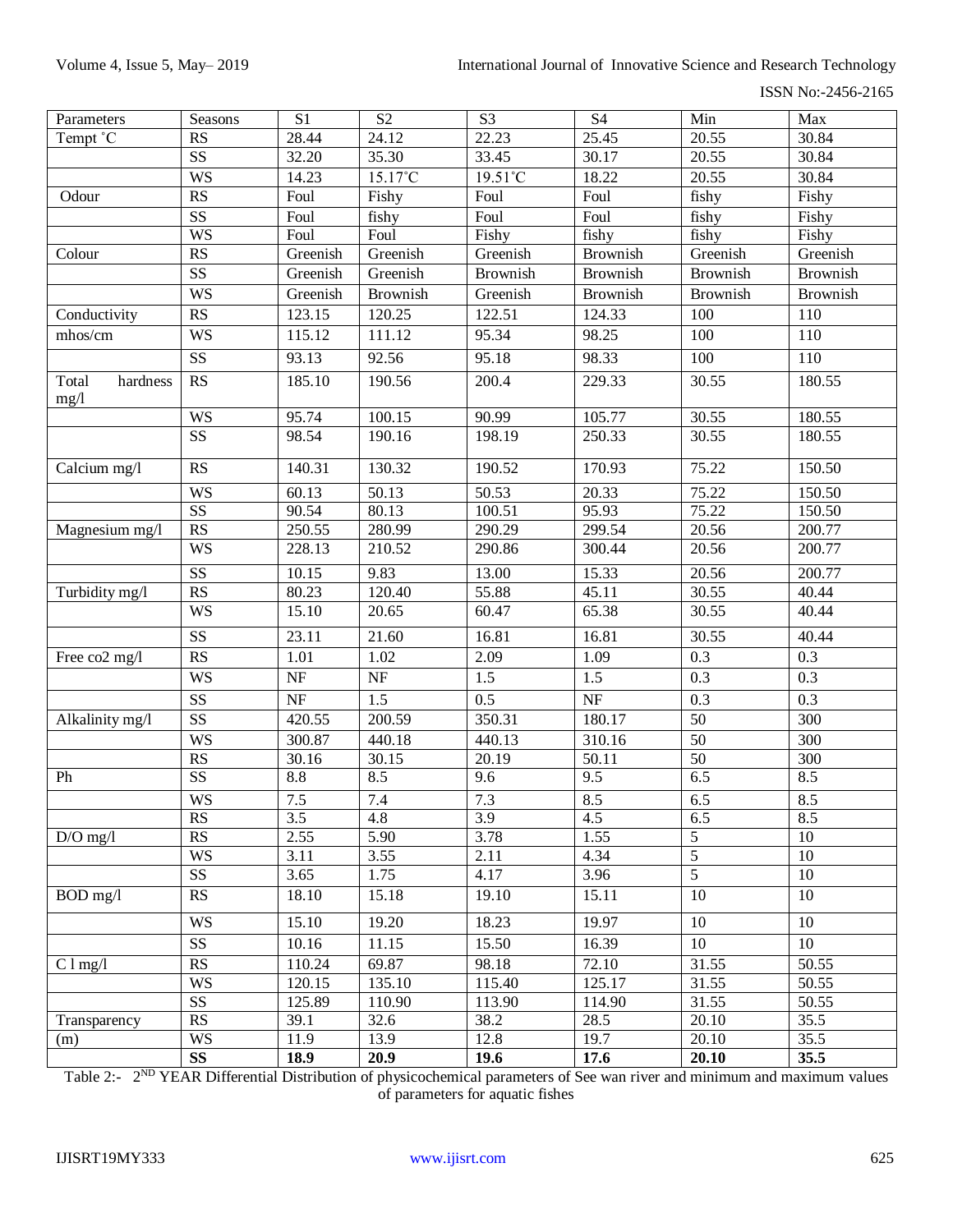| Parameters | Seasons | S1 | S2 | S3 | S4 | Min | Max |
|---|---|---|---|---|---|---|---|
| Tempt ˚C | RS | 28.44 | 24.12 | 22.23 | 25.45 | 20.55 | 30.84 |
| | SS | 32.20 | 35.30 | 33.45 | 30.17 | 20.55 | 30.84 |
| | WS | 14.23 | 15.17˚C | 19.51˚C | 18.22 | 20.55 | 30.84 |
| Odour | RS | Foul | Fishy | Foul | Foul | fishy | Fishy |
| | SS | Foul | fishy | Foul | Foul | fishy | Fishy |
| | WS | Foul | Foul | Fishy | fishy | fishy | Fishy |
| Colour | RS | Greenish | Greenish | Greenish | Brownish | Greenish | Greenish |
| | SS | Greenish | Greenish | Brownish | Brownish | Brownish | Brownish |
| | WS | Greenish | Brownish | Greenish | Brownish | Brownish | Brownish |
| Conductivity | RS | 123.15 | 120.25 | 122.51 | 124.33 | 100 | 110 |
| mhos/cm | WS | 115.12 | 111.12 | 95.34 | 98.25 | 100 | 110 |
| | SS | 93.13 | 92.56 | 95.18 | 98.33 | 100 | 110 |
| Total hardness mg/l | RS | 185.10 | 190.56 | 200.4 | 229.33 | 30.55 | 180.55 |
| | WS | 95.74 | 100.15 | 90.99 | 105.77 | 30.55 | 180.55 |
| | SS | 98.54 | 190.16 | 198.19 | 250.33 | 30.55 | 180.55 |
| Calcium mg/l | RS | 140.31 | 130.32 | 190.52 | 170.93 | 75.22 | 150.50 |
| | WS | 60.13 | 50.13 | 50.53 | 20.33 | 75.22 | 150.50 |
| | SS | 90.54 | 80.13 | 100.51 | 95.93 | 75.22 | 150.50 |
| Magnesium mg/l | RS | 250.55 | 280.99 | 290.29 | 299.54 | 20.56 | 200.77 |
| | WS | 228.13 | 210.52 | 290.86 | 300.44 | 20.56 | 200.77 |
| | SS | 10.15 | 9.83 | 13.00 | 15.33 | 20.56 | 200.77 |
| Turbidity mg/l | RS | 80.23 | 120.40 | 55.88 | 45.11 | 30.55 | 40.44 |
| | WS | 15.10 | 20.65 | 60.47 | 65.38 | 30.55 | 40.44 |
| | SS | 23.11 | 21.60 | 16.81 | 16.81 | 30.55 | 40.44 |
| Free co2 mg/l | RS | 1.01 | 1.02 | 2.09 | 1.09 | 0.3 | 0.3 |
| | WS | NF | NF | 1.5 | 1.5 | 0.3 | 0.3 |
| | SS | NF | 1.5 | 0.5 | NF | 0.3 | 0.3 |
| Alkalinity mg/l | SS | 420.55 | 200.59 | 350.31 | 180.17 | 50 | 300 |
| | WS | 300.87 | 440.18 | 440.13 | 310.16 | 50 | 300 |
| | RS | 30.16 | 30.15 | 20.19 | 50.11 | 50 | 300 |
| Ph | SS | 8.8 | 8.5 | 9.6 | 9.5 | 6.5 | 8.5 |
| | WS | 7.5 | 7.4 | 7.3 | 8.5 | 6.5 | 8.5 |
| | RS | 3.5 | 4.8 | 3.9 | 4.5 | 6.5 | 8.5 |
| D/O mg/l | RS | 2.55 | 5.90 | 3.78 | 1.55 | 5 | 10 |
| | WS | 3.11 | 3.55 | 2.11 | 4.34 | 5 | 10 |
| | SS | 3.65 | 1.75 | 4.17 | 3.96 | 5 | 10 |
| BOD mg/l | RS | 18.10 | 15.18 | 19.10 | 15.11 | 10 | 10 |
| | WS | 15.10 | 19.20 | 18.23 | 19.97 | 10 | 10 |
| | SS | 10.16 | 11.15 | 15.50 | 16.39 | 10 | 10 |
| C l mg/l | RS | 110.24 | 69.87 | 98.18 | 72.10 | 31.55 | 50.55 |
| | WS | 120.15 | 135.10 | 115.40 | 125.17 | 31.55 | 50.55 |
| | SS | 125.89 | 110.90 | 113.90 | 114.90 | 31.55 | 50.55 |
| Transparency | RS | 39.1 | 32.6 | 38.2 | 28.5 | 20.10 | 35.5 |
| (m) | WS | 11.9 | 13.9 | 12.8 | 19.7 | 20.10 | 35.5 |
| | **SS** | **18.9** | **20.9** | **19.6** | **17.6** | **20.10** | **35.5** |

Table 2:- 2[ND] YEAR Differential Distribution of physicochemical parameters of See wan river and minimum and maximum values of parameters for aquatic fishes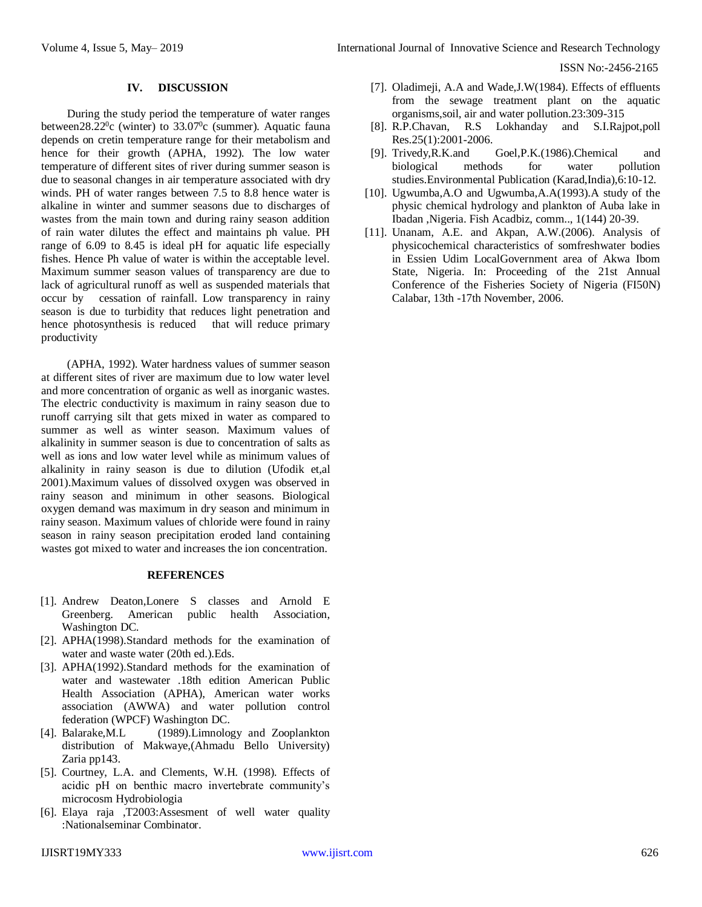## IV. DISCUSSION

During the study period the temperature of water ranges between28.22$^{0}$c (winter) to 33.07$^{0}$c (summer). Aquatic fauna depends on cretin temperature range for their metabolism and hence for their growth (APHA, 1992). The low water temperature of different sites of river during summer season is due to seasonal changes in air temperature associated with dry winds. PH of water ranges between 7.5 to 8.8 hence water is alkaline in winter and summer seasons due to discharges of wastes from the main town and during rainy season addition of rain water dilutes the effect and maintains ph value. PH range of 6.09 to 8.45 is ideal pH for aquatic life especially fishes. Hence Ph value of water is within the acceptable level. Maximum summer season values of transparency are due to lack of agricultural runoff as well as suspended materials that occur by cessation of rainfall. Low transparency in rainy season is due to turbidity that reduces light penetration and hence photosynthesis is reduced that will reduce primary productivity

(APHA, 1992). Water hardness values of summer season at different sites of river are maximum due to low water level and more concentration of organic as well as inorganic wastes. The electric conductivity is maximum in rainy season due to runoff carrying silt that gets mixed in water as compared to summer as well as winter season. Maximum values of alkalinity in summer season is due to concentration of salts as well as ions and low water level while as minimum values of alkalinity in rainy season is due to dilution (Ufodik et,al 2001).Maximum values of dissolved oxygen was observed in rainy season and minimum in other seasons. Biological oxygen demand was maximum in dry season and minimum in rainy season. Maximum values of chloride were found in rainy season in rainy season precipitation eroded land containing wastes got mixed to water and increases the ion concentration.

## REFERENCES

[1]. Andrew Deaton,Lonere S classes and Arnold E Greenberg. American public health Association, Washington DC.

[2]. APHA(1998).Standard methods for the examination of water and waste water (20th ed.).Eds.

[3]. APHA(1992).Standard methods for the examination of water and wastewater .18th edition American Public Health Association (APHA), American water works association (AWWA) and water pollution control federation (WPCF) Washington DC.

[4]. Balarake,M.L (1989).Limnology and Zooplankton distribution of Makwaye,(Ahmadu Bello University) Zaria pp143.

[5]. Courtney, L.A. and Clements, W.H. (1998). Effects of acidic pH on benthic macro invertebrate community's microcosm Hydrobiologia

[6]. Elaya raja ,T2003:Assesment of well water quality :Nationalseminar Combinator.

[7]. Oladimeji, A.A and Wade,J.W(1984). Effects of effluents from the sewage treatment plant on the aquatic organisms,soil, air and water pollution.23:309-315

[8]. R.P.Chavan, R.S Lokhanday and S.I.Rajpot,poll Res.25(1):2001-2006.

[9]. Trivedy,R.K.and Goel,P.K.(1986).Chemical and biological methods for water pollution studies.Environmental Publication (Karad,India),6:10-12.

[10]. Ugwumba,A.O and Ugwumba,A.A(1993).A study of the physic chemical hydrology and plankton of Auba lake in Ibadan ,Nigeria. Fish Acadbiz, comm.., 1(144) 20-39.

[11]. Unanam, A.E. and Akpan, A.W.(2006). Analysis of physicochemical characteristics of somfreshwater bodies in Essien Udim LocalGovernment area of Akwa Ibom State, Nigeria. In: Proceeding of the 21st Annual Conference of the Fisheries Society of Nigeria (FI50N) Calabar, 13th -17th November, 2006.